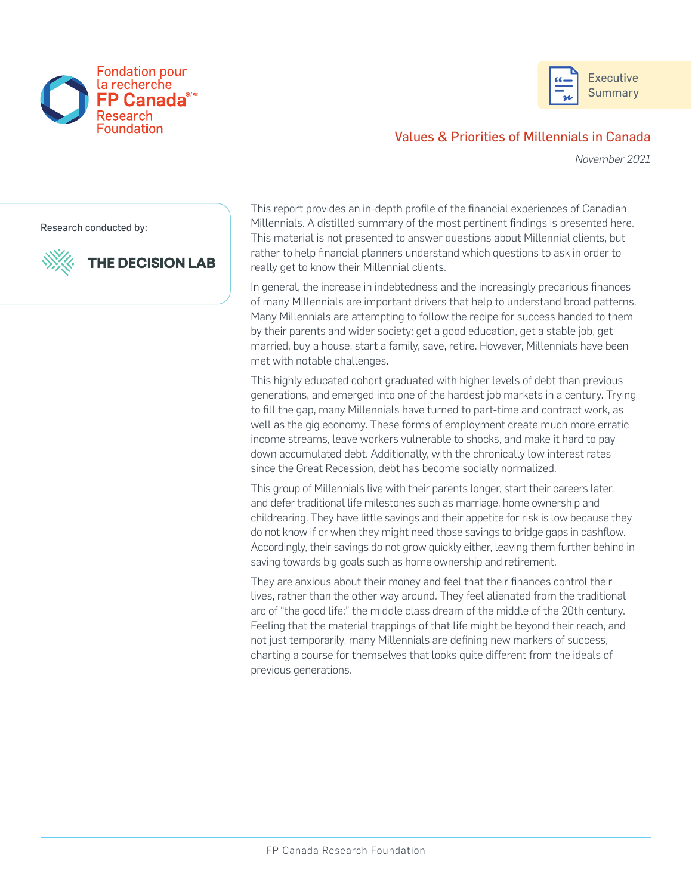Fondation pour la recherche FP Canada®/MC Research Foundation

Executive Summary

# Values & Priorities of Millennials in Canada

*November 2021*

Research conducted by:

THE DECISION LAB

This report provides an in-depth profile of the financial experiences of Canadian Millennials. A distilled summary of the most pertinent findings is presented here. This material is not presented to answer questions about Millennial clients, but rather to help financial planners understand which questions to ask in order to really get to know their Millennial clients.

In general, the increase in indebtedness and the increasingly precarious finances of many Millennials are important drivers that help to understand broad patterns. Many Millennials are attempting to follow the recipe for success handed to them by their parents and wider society: get a good education, get a stable job, get married, buy a house, start a family, save, retire. However, Millennials have been met with notable challenges.

This highly educated cohort graduated with higher levels of debt than previous generations, and emerged into one of the hardest job markets in a century. Trying to fill the gap, many Millennials have turned to part-time and contract work, as well as the gig economy. These forms of employment create much more erratic income streams, leave workers vulnerable to shocks, and make it hard to pay down accumulated debt. Additionally, with the chronically low interest rates since the Great Recession, debt has become socially normalized.

This group of Millennials live with their parents longer, start their careers later, and defer traditional life milestones such as marriage, home ownership and childrearing. They have little savings and their appetite for risk is low because they do not know if or when they might need those savings to bridge gaps in cashflow. Accordingly, their savings do not grow quickly either, leaving them further behind in saving towards big goals such as home ownership and retirement.

They are anxious about their money and feel that their finances control their lives, rather than the other way around. They feel alienated from the traditional arc of "the good life:" the middle class dream of the middle of the 20th century. Feeling that the material trappings of that life might be beyond their reach, and not just temporarily, many Millennials are defining new markers of success, charting a course for themselves that looks quite different from the ideals of previous generations.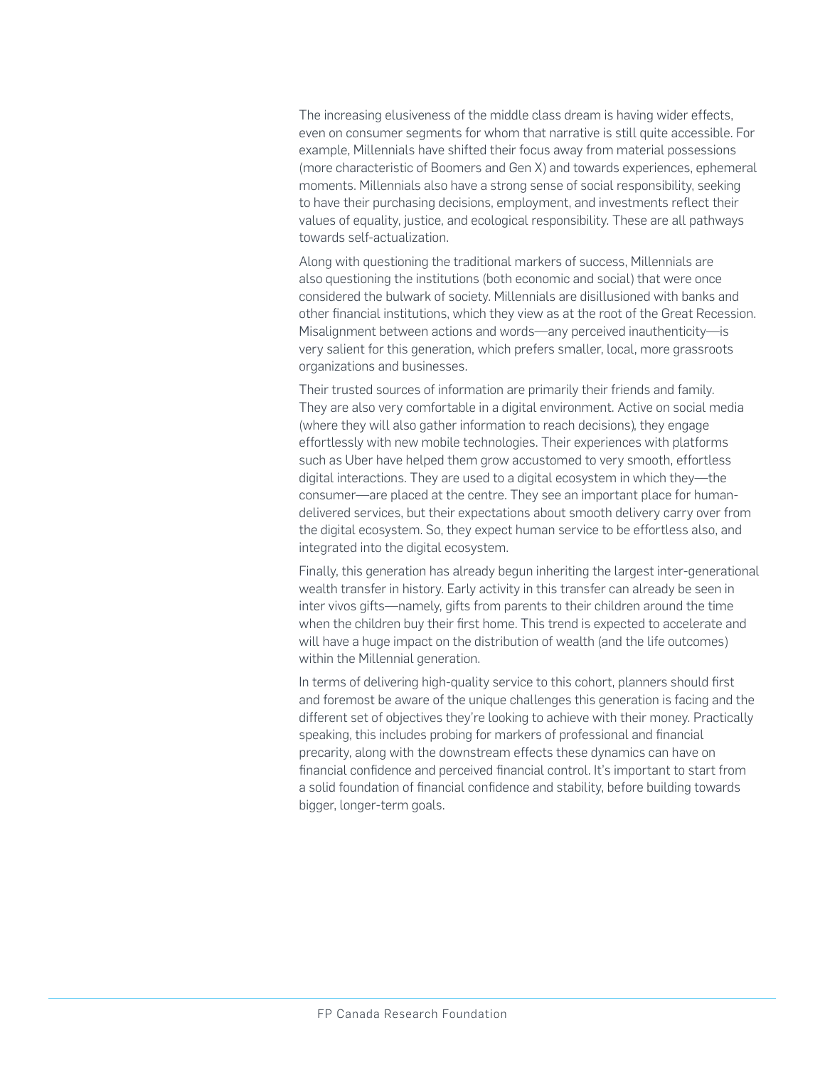The increasing elusiveness of the middle class dream is having wider effects, even on consumer segments for whom that narrative is still quite accessible. For example, Millennials have shifted their focus away from material possessions (more characteristic of Boomers and Gen X) and towards experiences, ephemeral moments. Millennials also have a strong sense of social responsibility, seeking to have their purchasing decisions, employment, and investments reflect their values of equality, justice, and ecological responsibility. These are all pathways towards self-actualization.

Along with questioning the traditional markers of success, Millennials are also questioning the institutions (both economic and social) that were once considered the bulwark of society. Millennials are disillusioned with banks and other financial institutions, which they view as at the root of the Great Recession. Misalignment between actions and words—any perceived inauthenticity—is very salient for this generation, which prefers smaller, local, more grassroots organizations and businesses.

Their trusted sources of information are primarily their friends and family. They are also very comfortable in a digital environment. Active on social media (where they will also gather information to reach decisions), they engage effortlessly with new mobile technologies. Their experiences with platforms such as Uber have helped them grow accustomed to very smooth, effortless digital interactions. They are used to a digital ecosystem in which they—the consumer—are placed at the centre. They see an important place for human-delivered services, but their expectations about smooth delivery carry over from the digital ecosystem. So, they expect human service to be effortless also, and integrated into the digital ecosystem.

Finally, this generation has already begun inheriting the largest inter-generational wealth transfer in history. Early activity in this transfer can already be seen in inter vivos gifts—namely, gifts from parents to their children around the time when the children buy their first home. This trend is expected to accelerate and will have a huge impact on the distribution of wealth (and the life outcomes) within the Millennial generation.

In terms of delivering high-quality service to this cohort, planners should first and foremost be aware of the unique challenges this generation is facing and the different set of objectives they're looking to achieve with their money. Practically speaking, this includes probing for markers of professional and financial precarity, along with the downstream effects these dynamics can have on financial confidence and perceived financial control. It's important to start from a solid foundation of financial confidence and stability, before building towards bigger, longer-term goals.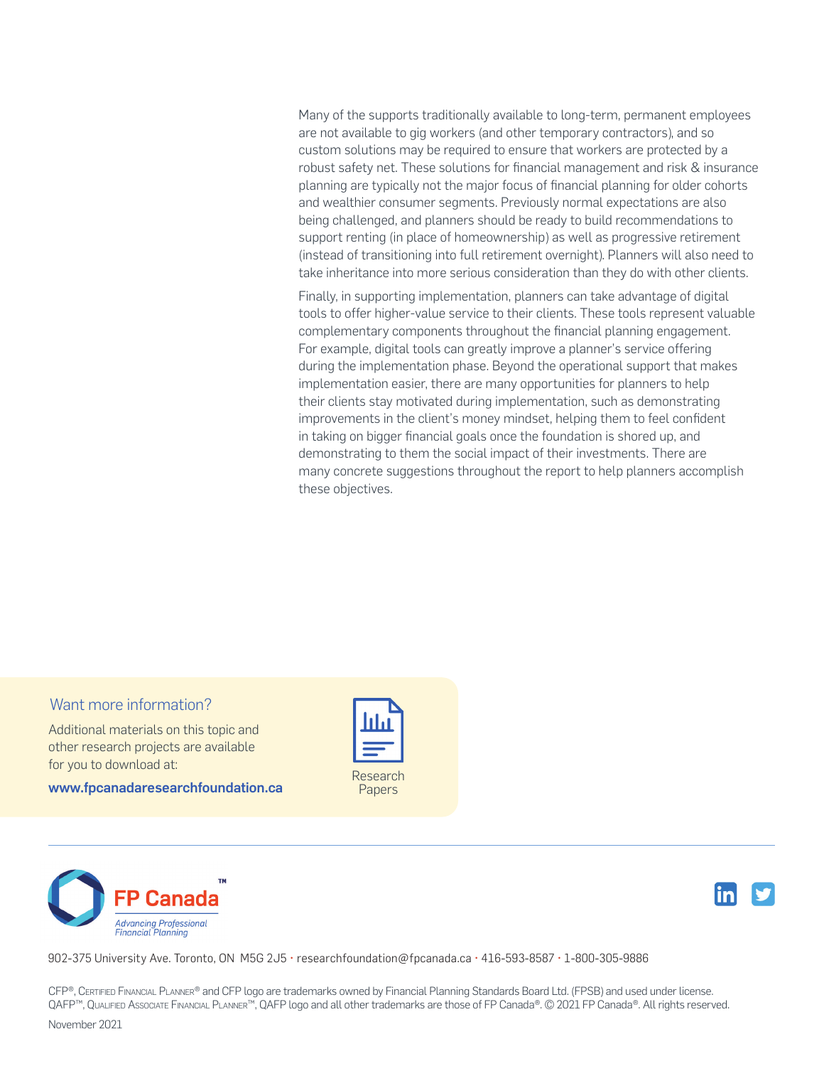Many of the supports traditionally available to long-term, permanent employees are not available to gig workers (and other temporary contractors), and so custom solutions may be required to ensure that workers are protected by a robust safety net. These solutions for financial management and risk & insurance planning are typically not the major focus of financial planning for older cohorts and wealthier consumer segments. Previously normal expectations are also being challenged, and planners should be ready to build recommendations to support renting (in place of homeownership) as well as progressive retirement (instead of transitioning into full retirement overnight). Planners will also need to take inheritance into more serious consideration than they do with other clients.

Finally, in supporting implementation, planners can take advantage of digital tools to offer higher-value service to their clients. These tools represent valuable complementary components throughout the financial planning engagement. For example, digital tools can greatly improve a planner's service offering during the implementation phase. Beyond the operational support that makes implementation easier, there are many opportunities for planners to help their clients stay motivated during implementation, such as demonstrating improvements in the client's money mindset, helping them to feel confident in taking on bigger financial goals once the foundation is shored up, and demonstrating to them the social impact of their investments. There are many concrete suggestions throughout the report to help planners accomplish these objectives.

## Want more information?

Additional materials on this topic and other research projects are available for you to download at:

**www.fpcanadaresearchfoundation.ca**

Research Papers

FP Canada™

*Advancing Professional Financial Planning*

902-375 University Ave. Toronto, ON M5G 2J5 · researchfoundation@fpcanada.ca · 416-593-8587 · 1-800-305-9886

CFP®, CERTIFIED FINANCIAL PLANNER® and CFP logo are trademarks owned by Financial Planning Standards Board Ltd. (FPSB) and used under license. QAFP™, QUALIFIED ASSOCIATE FINANCIAL PLANNER™, QAFP logo and all other trademarks are those of FP Canada®. © 2021 FP Canada®. All rights reserved.

November 2021